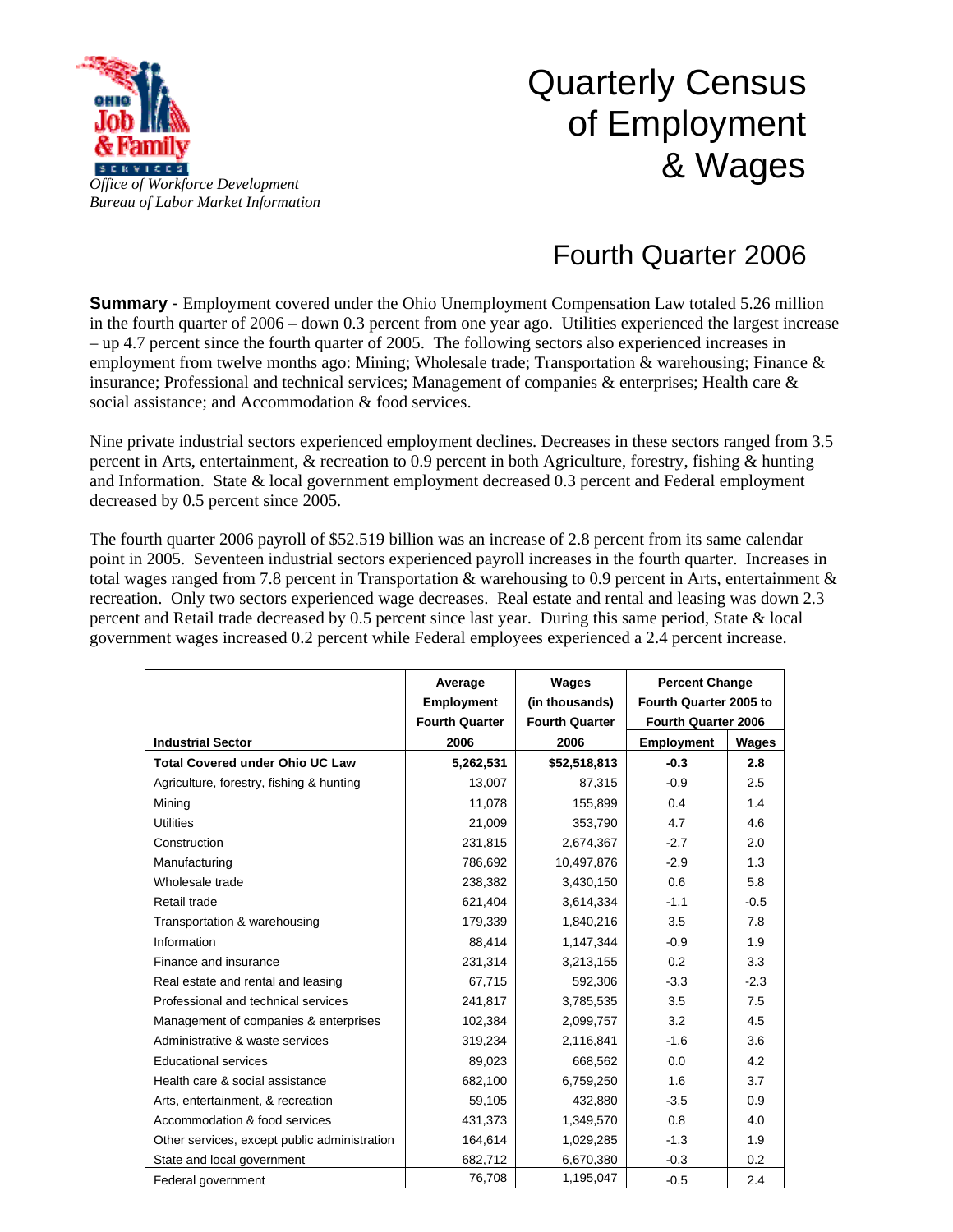Office of Workforce Development
Bureau of Labor Market Information

# Quarterly Census of Employment & Wages

## Fourth Quarter 2006

**Summary** - Employment covered under the Ohio Unemployment Compensation Law totaled 5.26 million in the fourth quarter of 2006 – down 0.3 percent from one year ago. Utilities experienced the largest increase – up 4.7 percent since the fourth quarter of 2005. The following sectors also experienced increases in employment from twelve months ago: Mining; Wholesale trade; Transportation & warehousing; Finance & insurance; Professional and technical services; Management of companies & enterprises; Health care & social assistance; and Accommodation & food services.

Nine private industrial sectors experienced employment declines. Decreases in these sectors ranged from 3.5 percent in Arts, entertainment, & recreation to 0.9 percent in both Agriculture, forestry, fishing & hunting and Information. State & local government employment decreased 0.3 percent and Federal employment decreased by 0.5 percent since 2005.

The fourth quarter 2006 payroll of $52.519 billion was an increase of 2.8 percent from its same calendar point in 2005. Seventeen industrial sectors experienced payroll increases in the fourth quarter. Increases in total wages ranged from 7.8 percent in Transportation & warehousing to 0.9 percent in Arts, entertainment & recreation. Only two sectors experienced wage decreases. Real estate and rental and leasing was down 2.3 percent and Retail trade decreased by 0.5 percent since last year. During this same period, State & local government wages increased 0.2 percent while Federal employees experienced a 2.4 percent increase.

| Industrial Sector | Average Employment Fourth Quarter 2006 | Wages (in thousands) Fourth Quarter 2006 | Percent Change Fourth Quarter 2005 to Fourth Quarter 2006 | |
|---|---|---|---|---|
| | | | Employment | Wages |
| **Total Covered under Ohio UC Law** | **5,262,531** | **$52,518,813** | **-0.3** | **2.8** |
| Agriculture, forestry, fishing & hunting | 13,007 | 87,315 | -0.9 | 2.5 |
| Mining | 11,078 | 155,899 | 0.4 | 1.4 |
| Utilities | 21,009 | 353,790 | 4.7 | 4.6 |
| Construction | 231,815 | 2,674,367 | -2.7 | 2.0 |
| Manufacturing | 786,692 | 10,497,876 | -2.9 | 1.3 |
| Wholesale trade | 238,382 | 3,430,150 | 0.6 | 5.8 |
| Retail trade | 621,404 | 3,614,334 | -1.1 | -0.5 |
| Transportation & warehousing | 179,339 | 1,840,216 | 3.5 | 7.8 |
| Information | 88,414 | 1,147,344 | -0.9 | 1.9 |
| Finance and insurance | 231,314 | 3,213,155 | 0.2 | 3.3 |
| Real estate and rental and leasing | 67,715 | 592,306 | -3.3 | -2.3 |
| Professional and technical services | 241,817 | 3,785,535 | 3.5 | 7.5 |
| Management of companies & enterprises | 102,384 | 2,099,757 | 3.2 | 4.5 |
| Administrative & waste services | 319,234 | 2,116,841 | -1.6 | 3.6 |
| Educational services | 89,023 | 668,562 | 0.0 | 4.2 |
| Health care & social assistance | 682,100 | 6,759,250 | 1.6 | 3.7 |
| Arts, entertainment, & recreation | 59,105 | 432,880 | -3.5 | 0.9 |
| Accommodation & food services | 431,373 | 1,349,570 | 0.8 | 4.0 |
| Other services, except public administration | 164,614 | 1,029,285 | -1.3 | 1.9 |
| State and local government | 682,712 | 6,670,380 | -0.3 | 0.2 |
| Federal government | 76,708 | 1,195,047 | -0.5 | 2.4 |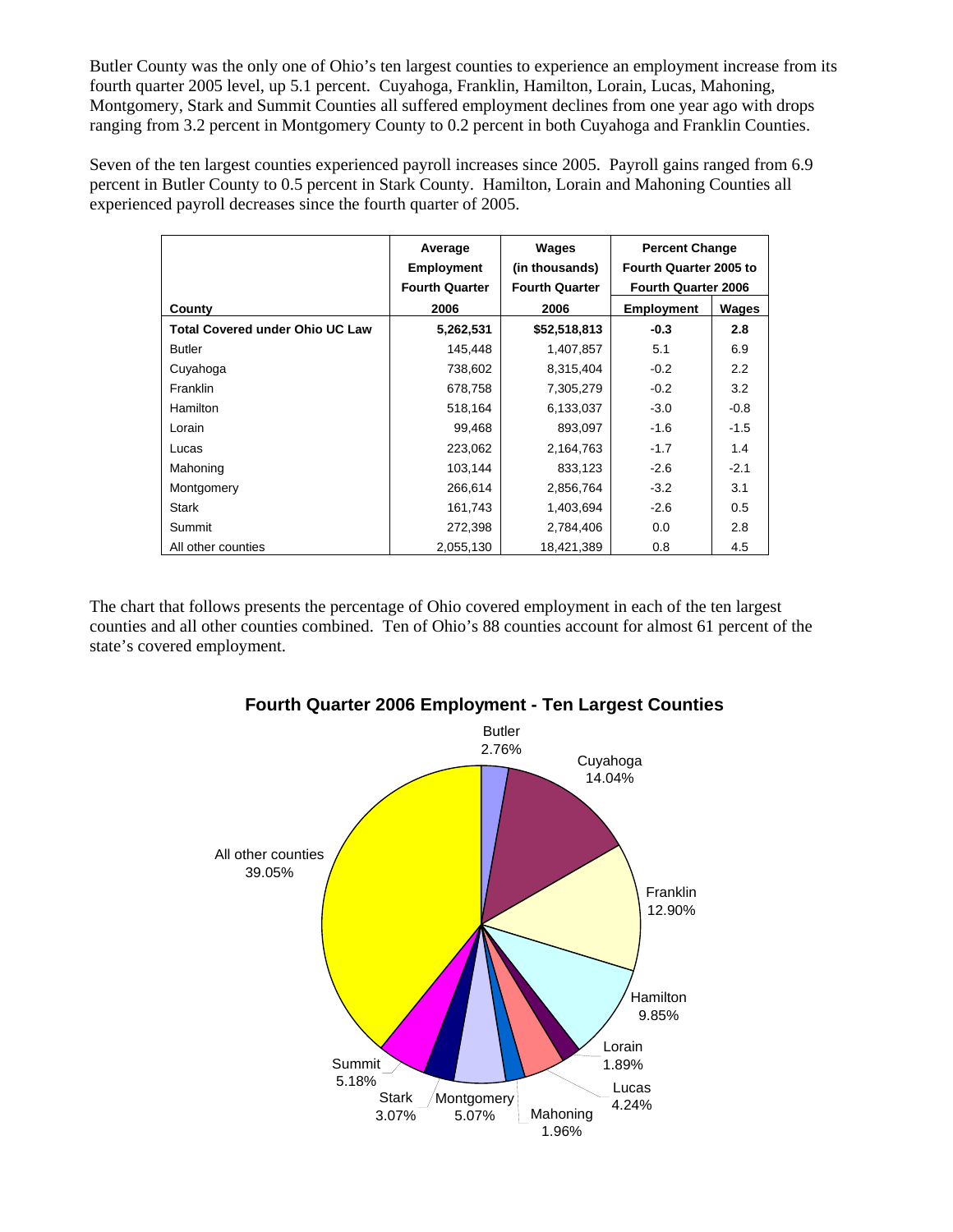Butler County was the only one of Ohio's ten largest counties to experience an employment increase from its fourth quarter 2005 level, up 5.1 percent. Cuyahoga, Franklin, Hamilton, Lorain, Lucas, Mahoning, Montgomery, Stark and Summit Counties all suffered employment declines from one year ago with drops ranging from 3.2 percent in Montgomery County to 0.2 percent in both Cuyahoga and Franklin Counties.

Seven of the ten largest counties experienced payroll increases since 2005. Payroll gains ranged from 6.9 percent in Butler County to 0.5 percent in Stark County. Hamilton, Lorain and Mahoning Counties all experienced payroll decreases since the fourth quarter of 2005.

| County | Average Employment Fourth Quarter 2006 | Wages (in thousands) Fourth Quarter 2006 | Percent Change Fourth Quarter 2005 to Fourth Quarter 2006 | |
|---|---|---|---|---|
| | | | Employment | Wages |
| **Total Covered under Ohio UC Law** | **5,262,531** | **$52,518,813** | **-0.3** | **2.8** |
| Butler | 145,448 | 1,407,857 | 5.1 | 6.9 |
| Cuyahoga | 738,602 | 8,315,404 | -0.2 | 2.2 |
| Franklin | 678,758 | 7,305,279 | -0.2 | 3.2 |
| Hamilton | 518,164 | 6,133,037 | -3.0 | -0.8 |
| Lorain | 99,468 | 893,097 | -1.6 | -1.5 |
| Lucas | 223,062 | 2,164,763 | -1.7 | 1.4 |
| Mahoning | 103,144 | 833,123 | -2.6 | -2.1 |
| Montgomery | 266,614 | 2,856,764 | -3.2 | 3.1 |
| Stark | 161,743 | 1,403,694 | -2.6 | 0.5 |
| Summit | 272,398 | 2,784,406 | 0.0 | 2.8 |
| All other counties | 2,055,130 | 18,421,389 | 0.8 | 4.5 |

The chart that follows presents the percentage of Ohio covered employment in each of the ten largest counties and all other counties combined. Ten of Ohio's 88 counties account for almost 61 percent of the state's covered employment.

**Fourth Quarter 2006 Employment - Ten Largest Counties**

Butler 2.76%, Cuyahoga 14.04%, Franklin 12.90%, Hamilton 9.85%, Lorain 1.89%, Lucas 4.24%, Mahoning 1.96%, Montgomery 5.07%, Stark 3.07%, Summit 5.18%, All other counties 39.05%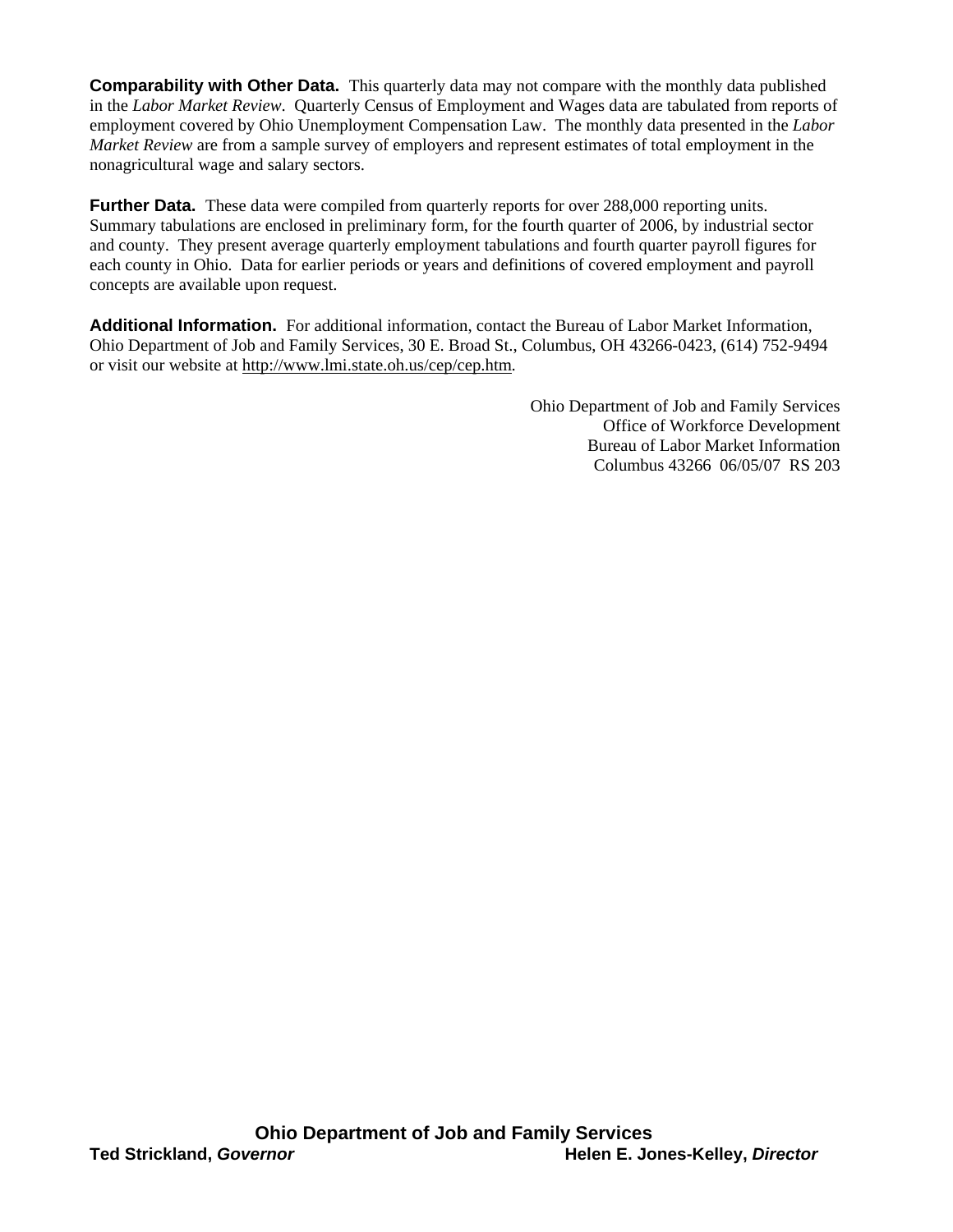**Comparability with Other Data.** This quarterly data may not compare with the monthly data published in the *Labor Market Review*. Quarterly Census of Employment and Wages data are tabulated from reports of employment covered by Ohio Unemployment Compensation Law. The monthly data presented in the *Labor Market Review* are from a sample survey of employers and represent estimates of total employment in the nonagricultural wage and salary sectors.

**Further Data.** These data were compiled from quarterly reports for over 288,000 reporting units. Summary tabulations are enclosed in preliminary form, for the fourth quarter of 2006, by industrial sector and county. They present average quarterly employment tabulations and fourth quarter payroll figures for each county in Ohio. Data for earlier periods or years and definitions of covered employment and payroll concepts are available upon request.

**Additional Information.** For additional information, contact the Bureau of Labor Market Information, Ohio Department of Job and Family Services, 30 E. Broad St., Columbus, OH 43266-0423, (614) 752-9494 or visit our website at http://www.lmi.state.oh.us/cep/cep.htm.

Ohio Department of Job and Family Services
Office of Workforce Development
Bureau of Labor Market Information
Columbus 43266 06/05/07 RS 203

**Ohio Department of Job and Family Services**

**Ted Strickland, *Governor*** **Helen E. Jones-Kelley, *Director***